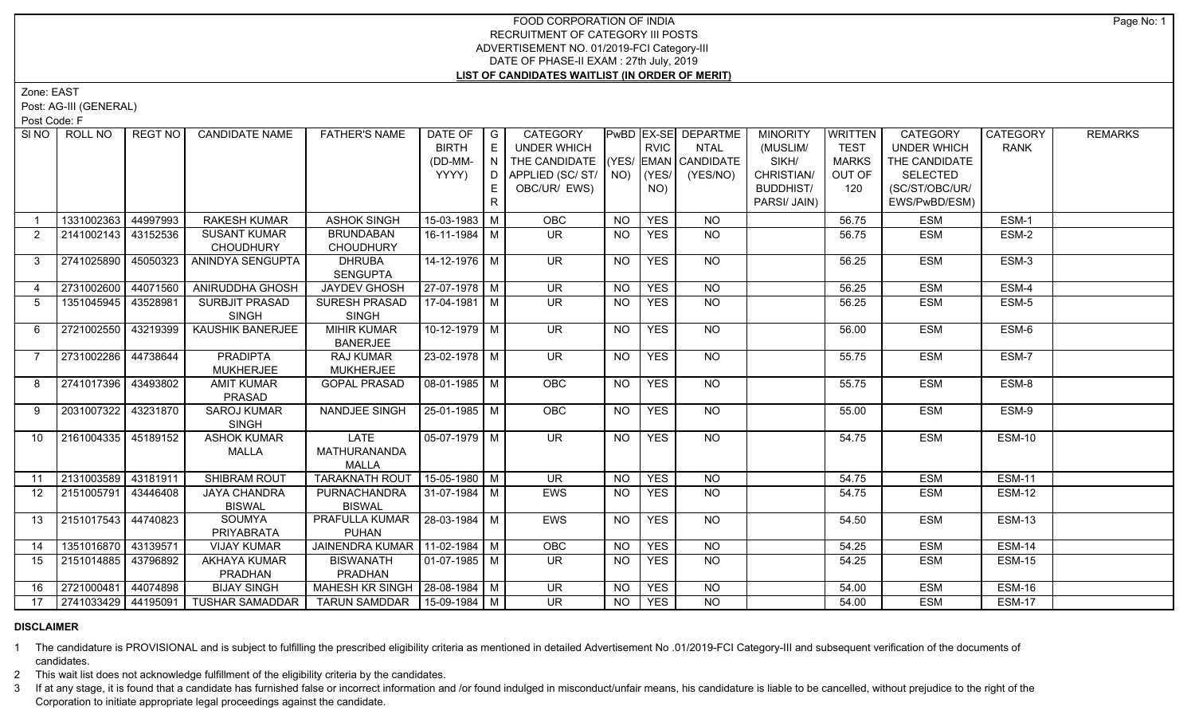# FOOD CORPORATION OF INDIA
## RECRUITMENT OF CATEGORY III POSTS
## ADVERTISEMENT NO. 01/2019-FCI Category-III
## DATE OF PHASE-II EXAM : 27th July, 2019
## LIST OF CANDIDATES WAITLIST (IN ORDER OF MERIT)

Zone: EAST

Post: AG-III (GENERAL)

Post Code: F

| Sl NO | ROLL NO | REGT NO | CANDIDATE NAME | FATHER'S NAME | DATE OF BIRTH (DD-MM-YYYY) | GENDER | CATEGORY UNDER WHICH THE CANDIDATE APPLIED (SC/ST/OBC/UR/EWS) | PwBD (YES/NO) | EX-SERVICEMAN (YES/NO) | DEPARTMENTAL CANDIDATE (YES/NO) | MINORITY (MUSLIM/SIKH/CHRISTIAN/BUDDHIST/PARSI/JAIN) | WRITTEN TEST MARKS OUT OF 120 | CATEGORY UNDER WHICH THE CANDIDATE SELECTED (SC/ST/OBC/UR/EWS/PwBD/ESM) | CATEGORY RANK | REMARKS |
|---|---|---|---|---|---|---|---|---|---|---|---|---|---|---|---|
| 1 | 1331002363 | 44997993 | RAKESH KUMAR | ASHOK SINGH | 15-03-1983 | M | OBC | NO | YES | NO | | 56.75 | ESM | ESM-1 | |
| 2 | 2141002143 | 43152536 | SUSANT KUMAR CHOUDHURY | BRUNDABAN CHOUDHURY | 16-11-1984 | M | UR | NO | YES | NO | | 56.75 | ESM | ESM-2 | |
| 3 | 2741025890 | 45050323 | ANINDYA SENGUPTA | DHRUBA SENGUPTA | 14-12-1976 | M | UR | NO | YES | NO | | 56.25 | ESM | ESM-3 | |
| 4 | 2731002600 | 44071560 | ANIRUDDHA GHOSH | JAYDEV GHOSH | 27-07-1978 | M | UR | NO | YES | NO | | 56.25 | ESM | ESM-4 | |
| 5 | 1351045945 | 43528981 | SURBJIT PRASAD SINGH | SURESH PRASAD SINGH | 17-04-1981 | M | UR | NO | YES | NO | | 56.25 | ESM | ESM-5 | |
| 6 | 2721002550 | 43219399 | KAUSHIK BANERJEE | MIHIR KUMAR BANERJEE | 10-12-1979 | M | UR | NO | YES | NO | | 56.00 | ESM | ESM-6 | |
| 7 | 2731002286 | 44738644 | PRADIPTA MUKHERJEE | RAJ KUMAR MUKHERJEE | 23-02-1978 | M | UR | NO | YES | NO | | 55.75 | ESM | ESM-7 | |
| 8 | 2741017396 | 43493802 | AMIT KUMAR PRASAD | GOPAL PRASAD | 08-01-1985 | M | OBC | NO | YES | NO | | 55.75 | ESM | ESM-8 | |
| 9 | 2031007322 | 43231870 | SAROJ KUMAR SINGH | NANDJEE SINGH | 25-01-1985 | M | OBC | NO | YES | NO | | 55.00 | ESM | ESM-9 | |
| 10 | 2161004335 | 45189152 | ASHOK KUMAR MALLA | LATE MATHURANANDA MALLA | 05-07-1979 | M | UR | NO | YES | NO | | 54.75 | ESM | ESM-10 | |
| 11 | 2131003589 | 43181911 | SHIBRAM ROUT | TARAKNATH ROUT | 15-05-1980 | M | UR | NO | YES | NO | | 54.75 | ESM | ESM-11 | |
| 12 | 2151005791 | 43446408 | JAYA CHANDRA BISWAL | PURNACHANDRA BISWAL | 31-07-1984 | M | EWS | NO | YES | NO | | 54.75 | ESM | ESM-12 | |
| 13 | 2151017543 | 44740823 | SOUMYA PRIYABRATA | PRAFULLA KUMAR PUHAN | 28-03-1984 | M | EWS | NO | YES | NO | | 54.50 | ESM | ESM-13 | |
| 14 | 1351016870 | 43139571 | VIJAY KUMAR | JAINENDRA KUMAR | 11-02-1984 | M | OBC | NO | YES | NO | | 54.25 | ESM | ESM-14 | |
| 15 | 2151014885 | 43796892 | AKHAYA KUMAR PRADHAN | BISWANATH PRADHAN | 01-07-1985 | M | UR | NO | YES | NO | | 54.25 | ESM | ESM-15 | |
| 16 | 2721000481 | 44074898 | BIJAY SINGH | MAHESH KR SINGH | 28-08-1984 | M | UR | NO | YES | NO | | 54.00 | ESM | ESM-16 | |
| 17 | 2741033429 | 44195091 | TUSHAR SAMADDAR | TARUN SAMDDAR | 15-09-1984 | M | UR | NO | YES | NO | | 54.00 | ESM | ESM-17 | |

**DISCLAIMER**

1 The candidature is PROVISIONAL and is subject to fulfilling the prescribed eligibility criteria as mentioned in detailed Advertisement No .01/2019-FCI Category-III and subsequent verification of the documents of candidates.

2 This wait list does not acknowledge fulfillment of the eligibility criteria by the candidates.

3 If at any stage, it is found that a candidate has furnished false or incorrect information and /or found indulged in misconduct/unfair means, his candidature is liable to be cancelled, without prejudice to the right of the Corporation to initiate appropriate legal proceedings against the candidate.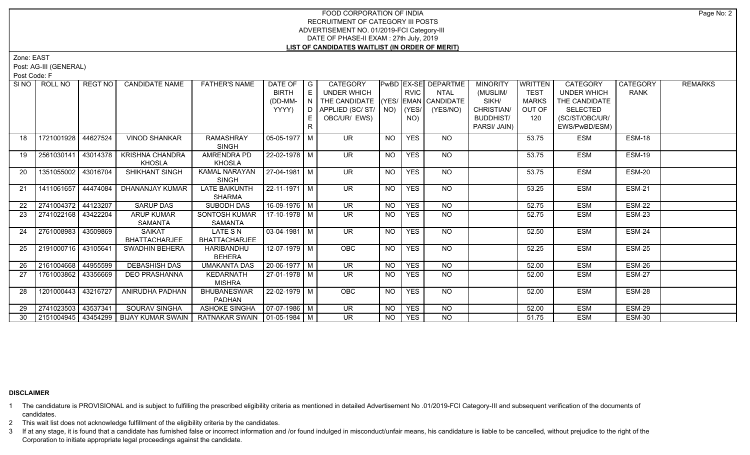FOOD CORPORATION OF INDIA
RECRUITMENT OF CATEGORY III POSTS
ADVERTISEMENT NO. 01/2019-FCI Category-III
DATE OF PHASE-II EXAM : 27th July, 2019
**LIST OF CANDIDATES WAITLIST (IN ORDER OF MERIT)**

Zone: EAST

Post: AG-III (GENERAL)

Post Code: F

| Sl NO | ROLL NO | REGT NO | CANDIDATE NAME | FATHER'S NAME | DATE OF BIRTH (DD-MM-YYYY) | GENDER | CATEGORY UNDER WHICH THE CANDIDATE APPLIED (SC/ ST/ OBC/UR/ EWS) | PwBD (YES/ NO) | EX-SERVICEMAN (YES/ NO) | DEPARTMENTAL CANDIDATE (YES/NO) | MINORITY (MUSLIM/ SIKH/ CHRISTIAN/ BUDDHIST/ PARSI/ JAIN) | WRITTEN TEST MARKS OUT OF 120 | CATEGORY UNDER WHICH THE CANDIDATE SELECTED (SC/ST/OBC/UR/ EWS/PwBD/ESM) | CATEGORY RANK | REMARKS |
|---|---|---|---|---|---|---|---|---|---|---|---|---|---|---|---|
| 18 | 1721001928 | 44627524 | VINOD SHANKAR | RAMASHRAY SINGH | 05-05-1977 | M | UR | NO | YES | NO | | 53.75 | ESM | ESM-18 | |
| 19 | 2561030141 | 43014378 | KRISHNA CHANDRA KHOSLA | AMRENDRA PD KHOSLA | 22-02-1978 | M | UR | NO | YES | NO | | 53.75 | ESM | ESM-19 | |
| 20 | 1351055002 | 43016704 | SHIKHANT SINGH | KAMAL NARAYAN SINGH | 27-04-1981 | M | UR | NO | YES | NO | | 53.75 | ESM | ESM-20 | |
| 21 | 1411061657 | 44474084 | DHANANJAY KUMAR | LATE BAIKUNTH SHARMA | 22-11-1971 | M | UR | NO | YES | NO | | 53.25 | ESM | ESM-21 | |
| 22 | 2741004372 | 44123207 | SARUP DAS | SUBODH DAS | 16-09-1976 | M | UR | NO | YES | NO | | 52.75 | ESM | ESM-22 | |
| 23 | 2741022168 | 43422204 | ARUP KUMAR SAMANTA | SONTOSH KUMAR SAMANTA | 17-10-1978 | M | UR | NO | YES | NO | | 52.75 | ESM | ESM-23 | |
| 24 | 2761008983 | 43509869 | SAIKAT BHATTACHARJEE | LATE S N BHATTACHARJEE | 03-04-1981 | M | UR | NO | YES | NO | | 52.50 | ESM | ESM-24 | |
| 25 | 2191000716 | 43105641 | SWADHIN BEHERA | HARIBANDHU BEHERA | 12-07-1979 | M | OBC | NO | YES | NO | | 52.25 | ESM | ESM-25 | |
| 26 | 2161004668 | 44955599 | DEBASHISH DAS | UMAKANTA DAS | 20-06-1977 | M | UR | NO | YES | NO | | 52.00 | ESM | ESM-26 | |
| 27 | 1761003862 | 43356669 | DEO PRASHANNA | KEDARNATH MISHRA | 27-01-1978 | M | UR | NO | YES | NO | | 52.00 | ESM | ESM-27 | |
| 28 | 1201000443 | 43216727 | ANIRUDHA PADHAN | BHUBANESWAR PADHAN | 22-02-1979 | M | OBC | NO | YES | NO | | 52.00 | ESM | ESM-28 | |
| 29 | 2741023503 | 43537341 | SOURAV SINGHA | ASHOKE SINGHA | 07-07-1986 | M | UR | NO | YES | NO | | 52.00 | ESM | ESM-29 | |
| 30 | 2151004945 | 43454299 | BIJAY KUMAR SWAIN | RATNAKAR SWAIN | 01-05-1984 | M | UR | NO | YES | NO | | 51.75 | ESM | ESM-30 | |

**DISCLAIMER**

1. The candidature is PROVISIONAL and is subject to fulfilling the prescribed eligibility criteria as mentioned in detailed Advertisement No .01/2019-FCI Category-III and subsequent verification of the documents of candidates.
2. This wait list does not acknowledge fulfillment of the eligibility criteria by the candidates.
3. If at any stage, it is found that a candidate has furnished false or incorrect information and /or found indulged in misconduct/unfair means, his candidature is liable to be cancelled, without prejudice to the right of the Corporation to initiate appropriate legal proceedings against the candidate.